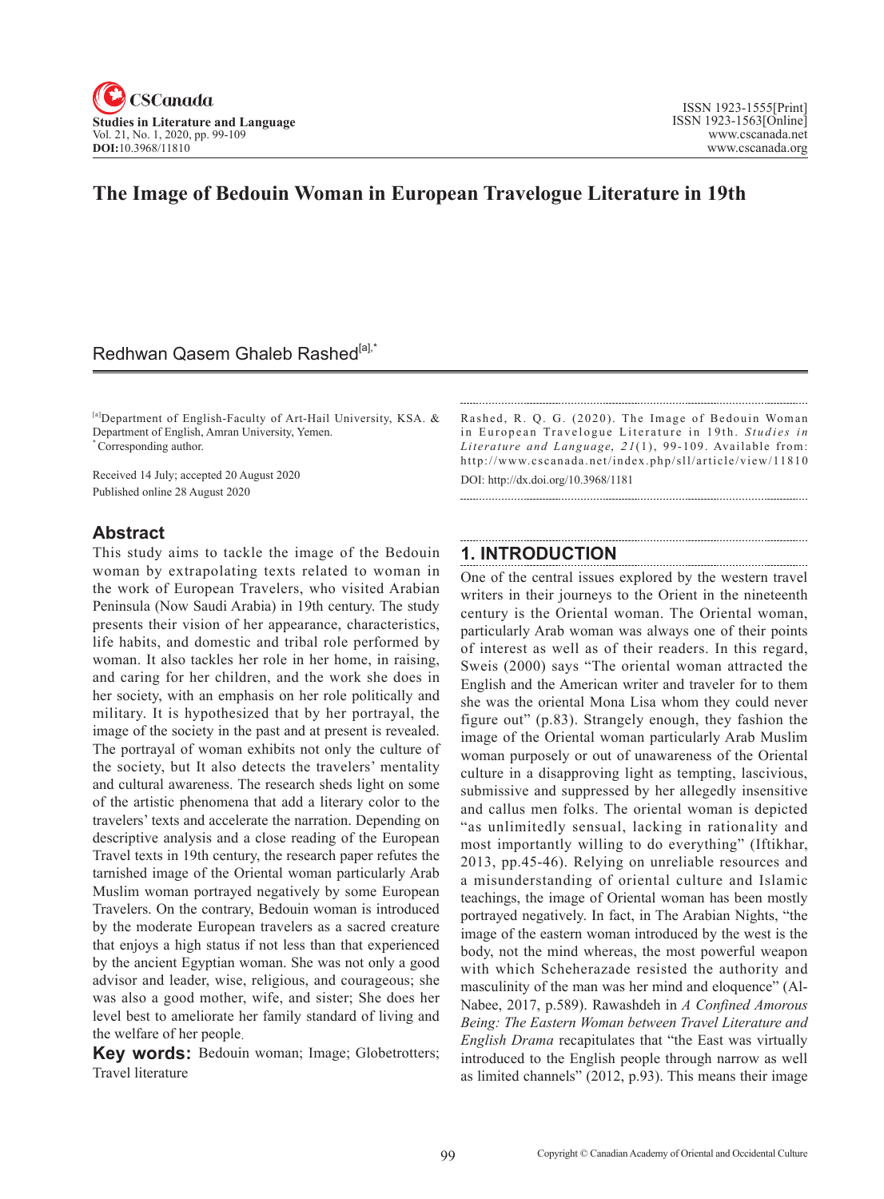# The Image of Bedouin Woman in European Travelogue Literature in 19th

Redhwan Qasem Ghaleb Rashed[a],*

[a]Department of English-Faculty of Art-Hail University, KSA. & Department of English, Amran University, Yemen.
* Corresponding author.

Received 14 July; accepted 20 August 2020
Published online 28 August 2020

Rashed, R. Q. G. (2020). The Image of Bedouin Woman in European Travelogue Literature in 19th. *Studies in Literature and Language, 21*(1), 99-109. Available from: http://www.cscanada.net/index.php/sll/article/view/11810
DOI: http://dx.doi.org/10.3968/1181

## Abstract

This study aims to tackle the image of the Bedouin woman by extrapolating texts related to woman in the work of European Travelers, who visited Arabian Peninsula (Now Saudi Arabia) in 19th century. The study presents their vision of her appearance, characteristics, life habits, and domestic and tribal role performed by woman. It also tackles her role in her home, in raising, and caring for her children, and the work she does in her society, with an emphasis on her role politically and military. It is hypothesized that by her portrayal, the image of the society in the past and at present is revealed. The portrayal of woman exhibits not only the culture of the society, but It also detects the travelers' mentality and cultural awareness. The research sheds light on some of the artistic phenomena that add a literary color to the travelers' texts and accelerate the narration. Depending on descriptive analysis and a close reading of the European Travel texts in 19th century, the research paper refutes the tarnished image of the Oriental woman particularly Arab Muslim woman portrayed negatively by some European Travelers. On the contrary, Bedouin woman is introduced by the moderate European travelers as a sacred creature that enjoys a high status if not less than that experienced by the ancient Egyptian woman. She was not only a good advisor and leader, wise, religious, and courageous; she was also a good mother, wife, and sister; She does her level best to ameliorate her family standard of living and the welfare of her people.

**Key words:** Bedouin woman; Image; Globetrotters; Travel literature

## 1. INTRODUCTION

One of the central issues explored by the western travel writers in their journeys to the Orient in the nineteenth century is the Oriental woman. The Oriental woman, particularly Arab woman was always one of their points of interest as well as of their readers. In this regard, Sweis (2000) says "The oriental woman attracted the English and the American writer and traveler for to them she was the oriental Mona Lisa whom they could never figure out" (p.83). Strangely enough, they fashion the image of the Oriental woman particularly Arab Muslim woman purposely or out of unawareness of the Oriental culture in a disapproving light as tempting, lascivious, submissive and suppressed by her allegedly insensitive and callus men folks. The oriental woman is depicted "as unlimitedly sensual, lacking in rationality and most importantly willing to do everything" (Iftikhar, 2013, pp.45-46). Relying on unreliable resources and a misunderstanding of oriental culture and Islamic teachings, the image of Oriental woman has been mostly portrayed negatively. In fact, in The Arabian Nights, "the image of the eastern woman introduced by the west is the body, not the mind whereas, the most powerful weapon with which Scheherazade resisted the authority and masculinity of the man was her mind and eloquence" (Al-Nabee, 2017, p.589). Rawashdeh in *A Confined Amorous Being: The Eastern Woman between Travel Literature and English Drama* recapitulates that "the East was virtually introduced to the English people through narrow as well as limited channels" (2012, p.93). This means their image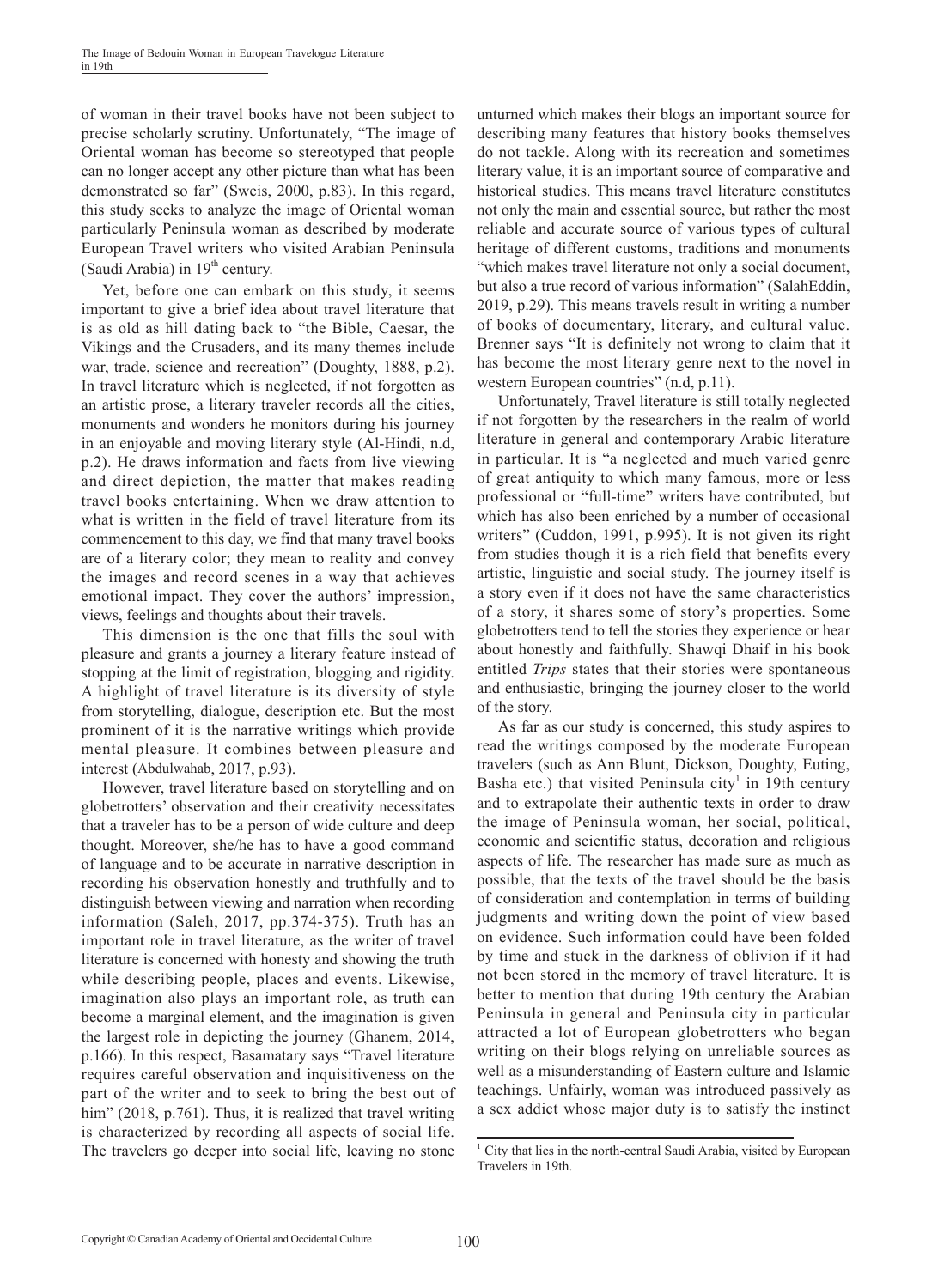of woman in their travel books have not been subject to precise scholarly scrutiny. Unfortunately, "The image of Oriental woman has become so stereotyped that people can no longer accept any other picture than what has been demonstrated so far" (Sweis, 2000, p.83). In this regard, this study seeks to analyze the image of Oriental woman particularly Peninsula woman as described by moderate European Travel writers who visited Arabian Peninsula (Saudi Arabia) in 19th century.

Yet, before one can embark on this study, it seems important to give a brief idea about travel literature that is as old as hill dating back to "the Bible, Caesar, the Vikings and the Crusaders, and its many themes include war, trade, science and recreation" (Doughty, 1888, p.2). In travel literature which is neglected, if not forgotten as an artistic prose, a literary traveler records all the cities, monuments and wonders he monitors during his journey in an enjoyable and moving literary style (Al-Hindi, n.d, p.2). He draws information and facts from live viewing and direct depiction, the matter that makes reading travel books entertaining. When we draw attention to what is written in the field of travel literature from its commencement to this day, we find that many travel books are of a literary color; they mean to reality and convey the images and record scenes in a way that achieves emotional impact. They cover the authors' impression, views, feelings and thoughts about their travels.

This dimension is the one that fills the soul with pleasure and grants a journey a literary feature instead of stopping at the limit of registration, blogging and rigidity. A highlight of travel literature is its diversity of style from storytelling, dialogue, description etc. But the most prominent of it is the narrative writings which provide mental pleasure. It combines between pleasure and interest (Abdulwahab, 2017, p.93).

However, travel literature based on storytelling and on globetrotters' observation and their creativity necessitates that a traveler has to be a person of wide culture and deep thought. Moreover, she/he has to have a good command of language and to be accurate in narrative description in recording his observation honestly and truthfully and to distinguish between viewing and narration when recording information (Saleh, 2017, pp.374-375). Truth has an important role in travel literature, as the writer of travel literature is concerned with honesty and showing the truth while describing people, places and events. Likewise, imagination also plays an important role, as truth can become a marginal element, and the imagination is given the largest role in depicting the journey (Ghanem, 2014, p.166). In this respect, Basamatary says "Travel literature requires careful observation and inquisitiveness on the part of the writer and to seek to bring the best out of him" (2018, p.761). Thus, it is realized that travel writing is characterized by recording all aspects of social life. The travelers go deeper into social life, leaving no stone unturned which makes their blogs an important source for describing many features that history books themselves do not tackle. Along with its recreation and sometimes literary value, it is an important source of comparative and historical studies. This means travel literature constitutes not only the main and essential source, but rather the most reliable and accurate source of various types of cultural heritage of different customs, traditions and monuments "which makes travel literature not only a social document, but also a true record of various information" (SalahEddin, 2019, p.29). This means travels result in writing a number of books of documentary, literary, and cultural value. Brenner says "It is definitely not wrong to claim that it has become the most literary genre next to the novel in western European countries" (n.d, p.11).

Unfortunately, Travel literature is still totally neglected if not forgotten by the researchers in the realm of world literature in general and contemporary Arabic literature in particular. It is "a neglected and much varied genre of great antiquity to which many famous, more or less professional or "full-time" writers have contributed, but which has also been enriched by a number of occasional writers" (Cuddon, 1991, p.995). It is not given its right from studies though it is a rich field that benefits every artistic, linguistic and social study. The journey itself is a story even if it does not have the same characteristics of a story, it shares some of story's properties. Some globetrotters tend to tell the stories they experience or hear about honestly and faithfully. Shawqi Dhaif in his book entitled *Trips* states that their stories were spontaneous and enthusiastic, bringing the journey closer to the world of the story.

As far as our study is concerned, this study aspires to read the writings composed by the moderate European travelers (such as Ann Blunt, Dickson, Doughty, Euting, Basha etc.) that visited Peninsula city[1] in 19th century and to extrapolate their authentic texts in order to draw the image of Peninsula woman, her social, political, economic and scientific status, decoration and religious aspects of life. The researcher has made sure as much as possible, that the texts of the travel should be the basis of consideration and contemplation in terms of building judgments and writing down the point of view based on evidence. Such information could have been folded by time and stuck in the darkness of oblivion if it had not been stored in the memory of travel literature. It is better to mention that during 19th century the Arabian Peninsula in general and Peninsula city in particular attracted a lot of European globetrotters who began writing on their blogs relying on unreliable sources as well as a misunderstanding of Eastern culture and Islamic teachings. Unfairly, woman was introduced passively as a sex addict whose major duty is to satisfy the instinct

[1] City that lies in the north-central Saudi Arabia, visited by European Travelers in 19th.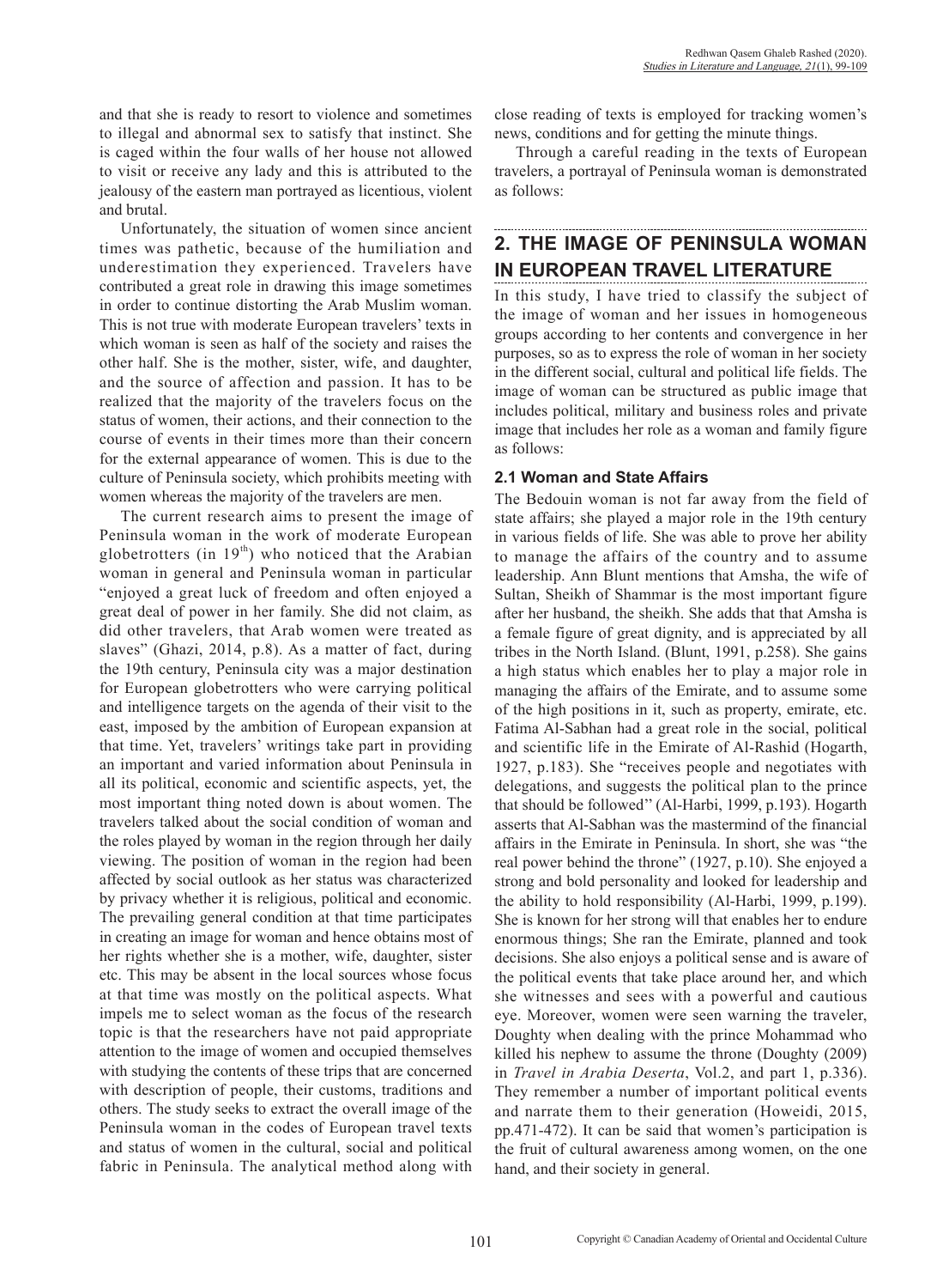and that she is ready to resort to violence and sometimes to illegal and abnormal sex to satisfy that instinct. She is caged within the four walls of her house not allowed to visit or receive any lady and this is attributed to the jealousy of the eastern man portrayed as licentious, violent and brutal.

Unfortunately, the situation of women since ancient times was pathetic, because of the humiliation and underestimation they experienced. Travelers have contributed a great role in drawing this image sometimes in order to continue distorting the Arab Muslim woman. This is not true with moderate European travelers' texts in which woman is seen as half of the society and raises the other half. She is the mother, sister, wife, and daughter, and the source of affection and passion. It has to be realized that the majority of the travelers focus on the status of women, their actions, and their connection to the course of events in their times more than their concern for the external appearance of women. This is due to the culture of Peninsula society, which prohibits meeting with women whereas the majority of the travelers are men.

The current research aims to present the image of Peninsula woman in the work of moderate European globetrotters (in 19th) who noticed that the Arabian woman in general and Peninsula woman in particular "enjoyed a great luck of freedom and often enjoyed a great deal of power in her family. She did not claim, as did other travelers, that Arab women were treated as slaves" (Ghazi, 2014, p.8). As a matter of fact, during the 19th century, Peninsula city was a major destination for European globetrotters who were carrying political and intelligence targets on the agenda of their visit to the east, imposed by the ambition of European expansion at that time. Yet, travelers' writings take part in providing an important and varied information about Peninsula in all its political, economic and scientific aspects, yet, the most important thing noted down is about women. The travelers talked about the social condition of woman and the roles played by woman in the region through her daily viewing. The position of woman in the region had been affected by social outlook as her status was characterized by privacy whether it is religious, political and economic. The prevailing general condition at that time participates in creating an image for woman and hence obtains most of her rights whether she is a mother, wife, daughter, sister etc. This may be absent in the local sources whose focus at that time was mostly on the political aspects. What impels me to select woman as the focus of the research topic is that the researchers have not paid appropriate attention to the image of women and occupied themselves with studying the contents of these trips that are concerned with description of people, their customs, traditions and others. The study seeks to extract the overall image of the Peninsula woman in the codes of European travel texts and status of women in the cultural, social and political fabric in Peninsula. The analytical method along with close reading of texts is employed for tracking women's news, conditions and for getting the minute things.

Through a careful reading in the texts of European travelers, a portrayal of Peninsula woman is demonstrated as follows:

## 2. THE IMAGE OF PENINSULA WOMAN IN EUROPEAN TRAVEL LITERATURE

In this study, I have tried to classify the subject of the image of woman and her issues in homogeneous groups according to her contents and convergence in her purposes, so as to express the role of woman in her society in the different social, cultural and political life fields. The image of woman can be structured as public image that includes political, military and business roles and private image that includes her role as a woman and family figure as follows:

### 2.1 Woman and State Affairs

The Bedouin woman is not far away from the field of state affairs; she played a major role in the 19th century in various fields of life. She was able to prove her ability to manage the affairs of the country and to assume leadership. Ann Blunt mentions that Amsha, the wife of Sultan, Sheikh of Shammar is the most important figure after her husband, the sheikh. She adds that that Amsha is a female figure of great dignity, and is appreciated by all tribes in the North Island. (Blunt, 1991, p.258). She gains a high status which enables her to play a major role in managing the affairs of the Emirate, and to assume some of the high positions in it, such as property, emirate, etc. Fatima Al-Sabhan had a great role in the social, political and scientific life in the Emirate of Al-Rashid (Hogarth, 1927, p.183). She "receives people and negotiates with delegations, and suggests the political plan to the prince that should be followed'' (Al-Harbi, 1999, p.193). Hogarth asserts that Al-Sabhan was the mastermind of the financial affairs in the Emirate in Peninsula. In short, she was "the real power behind the throne" (1927, p.10). She enjoyed a strong and bold personality and looked for leadership and the ability to hold responsibility (Al-Harbi, 1999, p.199). She is known for her strong will that enables her to endure enormous things; She ran the Emirate, planned and took decisions. She also enjoys a political sense and is aware of the political events that take place around her, and which she witnesses and sees with a powerful and cautious eye. Moreover, women were seen warning the traveler, Doughty when dealing with the prince Mohammad who killed his nephew to assume the throne (Doughty (2009) in *Travel in Arabia Deserta*, Vol.2, and part 1, p.336). They remember a number of important political events and narrate them to their generation (Howeidi, 2015, pp.471-472). It can be said that women's participation is the fruit of cultural awareness among women, on the one hand, and their society in general.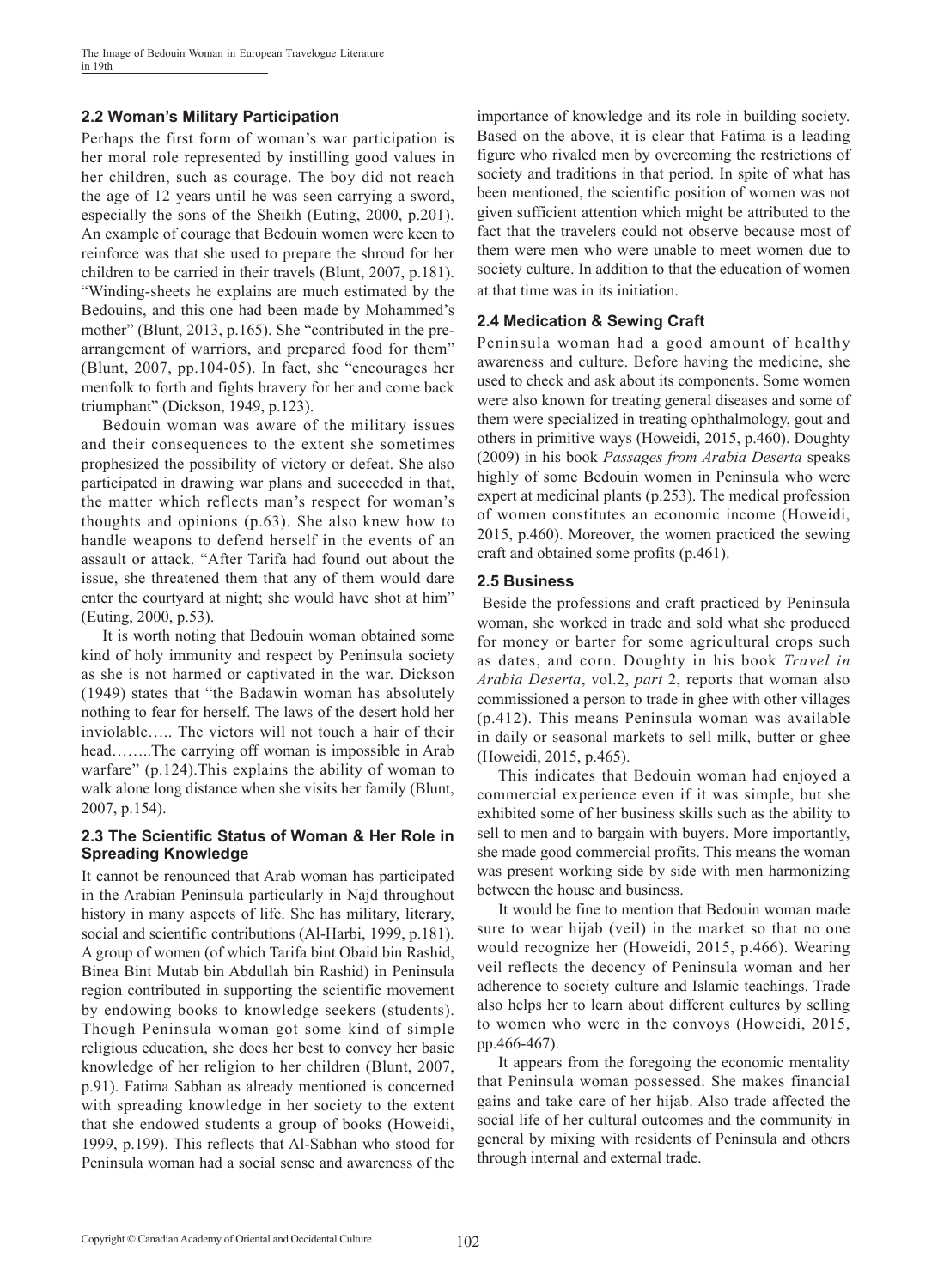### 2.2 Woman's Military Participation

Perhaps the first form of woman's war participation is her moral role represented by instilling good values in her children, such as courage. The boy did not reach the age of 12 years until he was seen carrying a sword, especially the sons of the Sheikh (Euting, 2000, p.201). An example of courage that Bedouin women were keen to reinforce was that she used to prepare the shroud for her children to be carried in their travels (Blunt, 2007, p.181). "Winding-sheets he explains are much estimated by the Bedouins, and this one had been made by Mohammed's mother" (Blunt, 2013, p.165). She "contributed in the pre-arrangement of warriors, and prepared food for them" (Blunt, 2007, pp.104-05). In fact, she "encourages her menfolk to forth and fights bravery for her and come back triumphant" (Dickson, 1949, p.123).

Bedouin woman was aware of the military issues and their consequences to the extent she sometimes prophesized the possibility of victory or defeat. She also participated in drawing war plans and succeeded in that, the matter which reflects man's respect for woman's thoughts and opinions (p.63). She also knew how to handle weapons to defend herself in the events of an assault or attack. "After Tarifa had found out about the issue, she threatened them that any of them would dare enter the courtyard at night; she would have shot at him" (Euting, 2000, p.53).

It is worth noting that Bedouin woman obtained some kind of holy immunity and respect by Peninsula society as she is not harmed or captivated in the war. Dickson (1949) states that "the Badawin woman has absolutely nothing to fear for herself. The laws of the desert hold her inviolable….. The victors will not touch a hair of their head……..The carrying off woman is impossible in Arab warfare" (p.124).This explains the ability of woman to walk alone long distance when she visits her family (Blunt, 2007, p.154).

### 2.3 The Scientific Status of Woman & Her Role in Spreading Knowledge

It cannot be renounced that Arab woman has participated in the Arabian Peninsula particularly in Najd throughout history in many aspects of life. She has military, literary, social and scientific contributions (Al-Harbi, 1999, p.181). A group of women (of which Tarifa bint Obaid bin Rashid, Binea Bint Mutab bin Abdullah bin Rashid) in Peninsula region contributed in supporting the scientific movement by endowing books to knowledge seekers (students). Though Peninsula woman got some kind of simple religious education, she does her best to convey her basic knowledge of her religion to her children (Blunt, 2007, p.91). Fatima Sabhan as already mentioned is concerned with spreading knowledge in her society to the extent that she endowed students a group of books (Howeidi, 1999, p.199). This reflects that Al-Sabhan who stood for Peninsula woman had a social sense and awareness of the importance of knowledge and its role in building society. Based on the above, it is clear that Fatima is a leading figure who rivaled men by overcoming the restrictions of society and traditions in that period. In spite of what has been mentioned, the scientific position of women was not given sufficient attention which might be attributed to the fact that the travelers could not observe because most of them were men who were unable to meet women due to society culture. In addition to that the education of women at that time was in its initiation.

### 2.4 Medication & Sewing Craft

Peninsula woman had a good amount of healthy awareness and culture. Before having the medicine, she used to check and ask about its components. Some women were also known for treating general diseases and some of them were specialized in treating ophthalmology, gout and others in primitive ways (Howeidi, 2015, p.460). Doughty (2009) in his book *Passages from Arabia Deserta* speaks highly of some Bedouin women in Peninsula who were expert at medicinal plants (p.253). The medical profession of women constitutes an economic income (Howeidi, 2015, p.460). Moreover, the women practiced the sewing craft and obtained some profits (p.461).

### 2.5 Business

Beside the professions and craft practiced by Peninsula woman, she worked in trade and sold what she produced for money or barter for some agricultural crops such as dates, and corn. Doughty in his book *Travel in Arabia Deserta*, vol.2, *part* 2, reports that woman also commissioned a person to trade in ghee with other villages (p.412). This means Peninsula woman was available in daily or seasonal markets to sell milk, butter or ghee (Howeidi, 2015, p.465).

This indicates that Bedouin woman had enjoyed a commercial experience even if it was simple, but she exhibited some of her business skills such as the ability to sell to men and to bargain with buyers. More importantly, she made good commercial profits. This means the woman was present working side by side with men harmonizing between the house and business.

It would be fine to mention that Bedouin woman made sure to wear hijab (veil) in the market so that no one would recognize her (Howeidi, 2015, p.466). Wearing veil reflects the decency of Peninsula woman and her adherence to society culture and Islamic teachings. Trade also helps her to learn about different cultures by selling to women who were in the convoys (Howeidi, 2015, pp.466-467).

It appears from the foregoing the economic mentality that Peninsula woman possessed. She makes financial gains and take care of her hijab. Also trade affected the social life of her cultural outcomes and the community in general by mixing with residents of Peninsula and others through internal and external trade.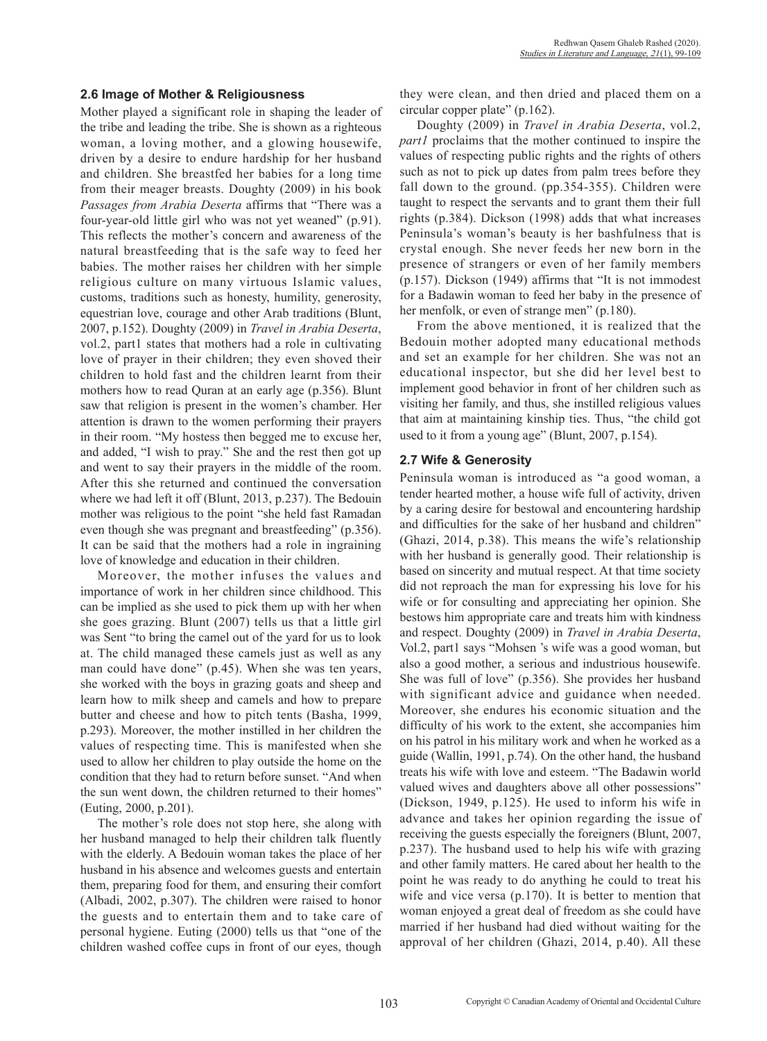## 2.6 Image of Mother & Religiousness

Mother played a significant role in shaping the leader of the tribe and leading the tribe. She is shown as a righteous woman, a loving mother, and a glowing housewife, driven by a desire to endure hardship for her husband and children. She breastfed her babies for a long time from their meager breasts. Doughty (2009) in his book *Passages from Arabia Deserta* affirms that "There was a four-year-old little girl who was not yet weaned" (p.91). This reflects the mother's concern and awareness of the natural breastfeeding that is the safe way to feed her babies. The mother raises her children with her simple religious culture on many virtuous Islamic values, customs, traditions such as honesty, humility, generosity, equestrian love, courage and other Arab traditions (Blunt, 2007, p.152). Doughty (2009) in *Travel in Arabia Deserta*, vol.2, part1 states that mothers had a role in cultivating love of prayer in their children; they even shoved their children to hold fast and the children learnt from their mothers how to read Quran at an early age (p.356). Blunt saw that religion is present in the women's chamber. Her attention is drawn to the women performing their prayers in their room. "My hostess then begged me to excuse her, and added, "I wish to pray." She and the rest then got up and went to say their prayers in the middle of the room. After this she returned and continued the conversation where we had left it off (Blunt, 2013, p.237). The Bedouin mother was religious to the point "she held fast Ramadan even though she was pregnant and breastfeeding" (p.356). It can be said that the mothers had a role in ingraining love of knowledge and education in their children.

Moreover, the mother infuses the values and importance of work in her children since childhood. This can be implied as she used to pick them up with her when she goes grazing. Blunt (2007) tells us that a little girl was Sent "to bring the camel out of the yard for us to look at. The child managed these camels just as well as any man could have done" (p.45). When she was ten years, she worked with the boys in grazing goats and sheep and learn how to milk sheep and camels and how to prepare butter and cheese and how to pitch tents (Basha, 1999, p.293). Moreover, the mother instilled in her children the values of respecting time. This is manifested when she used to allow her children to play outside the home on the condition that they had to return before sunset. "And when the sun went down, the children returned to their homes" (Euting, 2000, p.201).

The mother's role does not stop here, she along with her husband managed to help their children talk fluently with the elderly. A Bedouin woman takes the place of her husband in his absence and welcomes guests and entertain them, preparing food for them, and ensuring their comfort (Albadi, 2002, p.307). The children were raised to honor the guests and to entertain them and to take care of personal hygiene. Euting (2000) tells us that "one of the children washed coffee cups in front of our eyes, though they were clean, and then dried and placed them on a circular copper plate" (p.162).

Doughty (2009) in *Travel in Arabia Deserta*, vol.2, *part1* proclaims that the mother continued to inspire the values of respecting public rights and the rights of others such as not to pick up dates from palm trees before they fall down to the ground. (pp.354-355). Children were taught to respect the servants and to grant them their full rights (p.384). Dickson (1998) adds that what increases Peninsula's woman's beauty is her bashfulness that is crystal enough. She never feeds her new born in the presence of strangers or even of her family members (p.157). Dickson (1949) affirms that "It is not immodest for a Badawin woman to feed her baby in the presence of her menfolk, or even of strange men" (p.180).

From the above mentioned, it is realized that the Bedouin mother adopted many educational methods and set an example for her children. She was not an educational inspector, but she did her level best to implement good behavior in front of her children such as visiting her family, and thus, she instilled religious values that aim at maintaining kinship ties. Thus, "the child got used to it from a young age" (Blunt, 2007, p.154).

## 2.7 Wife & Generosity

Peninsula woman is introduced as "a good woman, a tender hearted mother, a house wife full of activity, driven by a caring desire for bestowal and encountering hardship and difficulties for the sake of her husband and children" (Ghazi, 2014, p.38). This means the wife's relationship with her husband is generally good. Their relationship is based on sincerity and mutual respect. At that time society did not reproach the man for expressing his love for his wife or for consulting and appreciating her opinion. She bestows him appropriate care and treats him with kindness and respect. Doughty (2009) in *Travel in Arabia Deserta*, Vol.2, part1 says "Mohsen 's wife was a good woman, but also a good mother, a serious and industrious housewife. She was full of love" (p.356). She provides her husband with significant advice and guidance when needed. Moreover, she endures his economic situation and the difficulty of his work to the extent, she accompanies him on his patrol in his military work and when he worked as a guide (Wallin, 1991, p.74). On the other hand, the husband treats his wife with love and esteem. "The Badawin world valued wives and daughters above all other possessions" (Dickson, 1949, p.125). He used to inform his wife in advance and takes her opinion regarding the issue of receiving the guests especially the foreigners (Blunt, 2007, p.237). The husband used to help his wife with grazing and other family matters. He cared about her health to the point he was ready to do anything he could to treat his wife and vice versa (p.170). It is better to mention that woman enjoyed a great deal of freedom as she could have married if her husband had died without waiting for the approval of her children (Ghazi, 2014, p.40). All these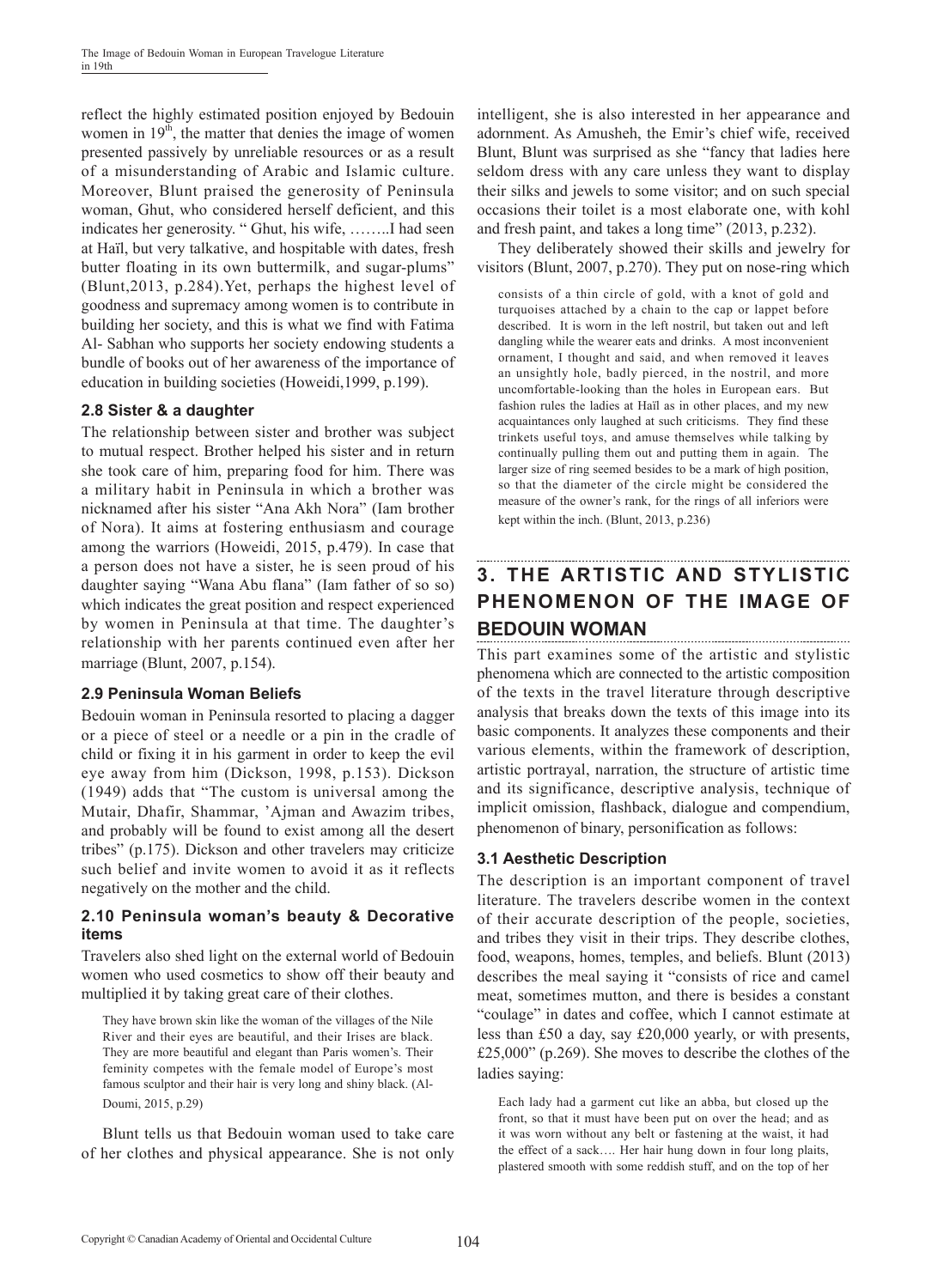reflect the highly estimated position enjoyed by Bedouin women in 19th, the matter that denies the image of women presented passively by unreliable resources or as a result of a misunderstanding of Arabic and Islamic culture. Moreover, Blunt praised the generosity of Peninsula woman, Ghut, who considered herself deficient, and this indicates her generosity. " Ghut, his wife, ……..I had seen at Haïl, but very talkative, and hospitable with dates, fresh butter floating in its own buttermilk, and sugar-plums" (Blunt,2013, p.284).Yet, perhaps the highest level of goodness and supremacy among women is to contribute in building her society, and this is what we find with Fatima Al- Sabhan who supports her society endowing students a bundle of books out of her awareness of the importance of education in building societies (Howeidi,1999, p.199).

### 2.8 Sister & a daughter

The relationship between sister and brother was subject to mutual respect. Brother helped his sister and in return she took care of him, preparing food for him. There was a military habit in Peninsula in which a brother was nicknamed after his sister "Ana Akh Nora" (Iam brother of Nora). It aims at fostering enthusiasm and courage among the warriors (Howeidi, 2015, p.479). In case that a person does not have a sister, he is seen proud of his daughter saying "Wana Abu flana" (Iam father of so so) which indicates the great position and respect experienced by women in Peninsula at that time. The daughter's relationship with her parents continued even after her marriage (Blunt, 2007, p.154).

### 2.9 Peninsula Woman Beliefs

Bedouin woman in Peninsula resorted to placing a dagger or a piece of steel or a needle or a pin in the cradle of child or fixing it in his garment in order to keep the evil eye away from him (Dickson, 1998, p.153). Dickson (1949) adds that "The custom is universal among the Mutair, Dhafir, Shammar, 'Ajman and Awazim tribes, and probably will be found to exist among all the desert tribes" (p.175). Dickson and other travelers may criticize such belief and invite women to avoid it as it reflects negatively on the mother and the child.

### 2.10 Peninsula woman's beauty & Decorative items

Travelers also shed light on the external world of Bedouin women who used cosmetics to show off their beauty and multiplied it by taking great care of their clothes.

> They have brown skin like the woman of the villages of the Nile River and their eyes are beautiful, and their Irises are black. They are more beautiful and elegant than Paris women's. Their femininity competes with the female model of Europe's most famous sculptor and their hair is very long and shiny black. (Al-Doumi, 2015, p.29)

Blunt tells us that Bedouin woman used to take care of her clothes and physical appearance. She is not only intelligent, she is also interested in her appearance and adornment. As Amusheh, the Emir's chief wife, received Blunt, Blunt was surprised as she "fancy that ladies here seldom dress with any care unless they want to display their silks and jewels to some visitor; and on such special occasions their toilet is a most elaborate one, with kohl and fresh paint, and takes a long time" (2013, p.232).

They deliberately showed their skills and jewelry for visitors (Blunt, 2007, p.270). They put on nose-ring which

> consists of a thin circle of gold, with a knot of gold and turquoises attached by a chain to the cap or lappet before described. It is worn in the left nostril, but taken out and left dangling while the wearer eats and drinks. A most inconvenient ornament, I thought and said, and when removed it leaves an unsightly hole, badly pierced, in the nostril, and more uncomfortable-looking than the holes in European ears. But fashion rules the ladies at Haïl as in other places, and my new acquaintances only laughed at such criticisms. They find these trinkets useful toys, and amuse themselves while talking by continually pulling them out and putting them in again. The larger size of ring seemed besides to be a mark of high position, so that the diameter of the circle might be considered the measure of the owner's rank, for the rings of all inferiors were kept within the inch. (Blunt, 2013, p.236)

## 3. THE ARTISTIC AND STYLISTIC PHENOMENON OF THE IMAGE OF BEDOUIN WOMAN

This part examines some of the artistic and stylistic phenomena which are connected to the artistic composition of the texts in the travel literature through descriptive analysis that breaks down the texts of this image into its basic components. It analyzes these components and their various elements, within the framework of description, artistic portrayal, narration, the structure of artistic time and its significance, descriptive analysis, technique of implicit omission, flashback, dialogue and compendium, phenomenon of binary, personification as follows:

### 3.1 Aesthetic Description

The description is an important component of travel literature. The travelers describe women in the context of their accurate description of the people, societies, and tribes they visit in their trips. They describe clothes, food, weapons, homes, temples, and beliefs. Blunt (2013) describes the meal saying it "consists of rice and camel meat, sometimes mutton, and there is besides a constant "coulage" in dates and coffee, which I cannot estimate at less than £50 a day, say £20,000 yearly, or with presents, £25,000" (p.269). She moves to describe the clothes of the ladies saying:

> Each lady had a garment cut like an abba, but closed up the front, so that it must have been put on over the head; and as it was worn without any belt or fastening at the waist, it had the effect of a sack…. Her hair hung down in four long plaits, plastered smooth with some reddish stuff, and on the top of her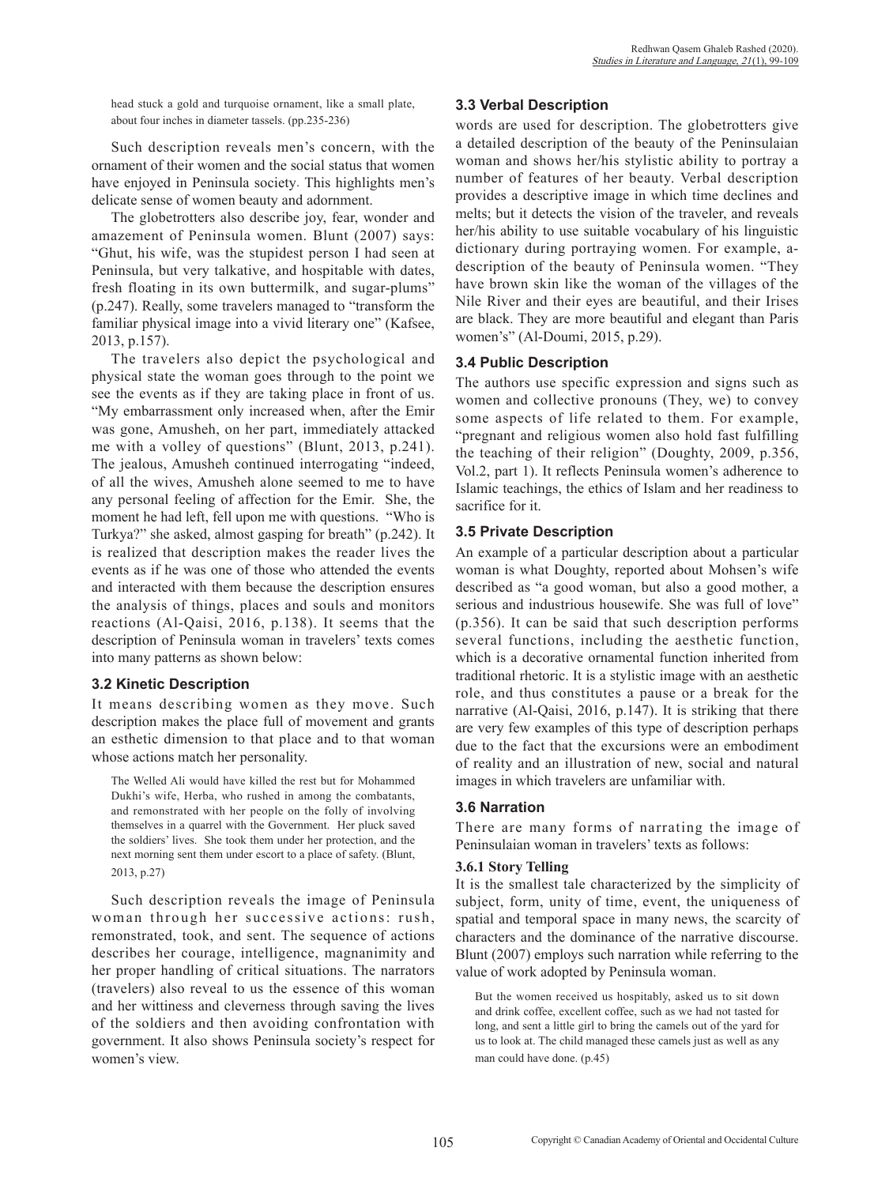head stuck a gold and turquoise ornament, like a small plate, about four inches in diameter tassels. (pp.235-236)

Such description reveals men's concern, with the ornament of their women and the social status that women have enjoyed in Peninsula society. This highlights men's delicate sense of women beauty and adornment.

The globetrotters also describe joy, fear, wonder and amazement of Peninsula women. Blunt (2007) says: "Ghut, his wife, was the stupidest person I had seen at Peninsula, but very talkative, and hospitable with dates, fresh floating in its own buttermilk, and sugar-plums" (p.247). Really, some travelers managed to "transform the familiar physical image into a vivid literary one" (Kafsee, 2013, p.157).

The travelers also depict the psychological and physical state the woman goes through to the point we see the events as if they are taking place in front of us. "My embarrassment only increased when, after the Emir was gone, Amusheh, on her part, immediately attacked me with a volley of questions" (Blunt, 2013, p.241). The jealous, Amusheh continued interrogating "indeed, of all the wives, Amusheh alone seemed to me to have any personal feeling of affection for the Emir. She, the moment he had left, fell upon me with questions. "Who is Turkya?" she asked, almost gasping for breath" (p.242). It is realized that description makes the reader lives the events as if he was one of those who attended the events and interacted with them because the description ensures the analysis of things, places and souls and monitors reactions (Al-Qaisi, 2016, p.138). It seems that the description of Peninsula woman in travelers' texts comes into many patterns as shown below:

### 3.2 Kinetic Description

It means describing women as they move. Such description makes the place full of movement and grants an esthetic dimension to that place and to that woman whose actions match her personality.

> The Welled Ali would have killed the rest but for Mohammed Dukhi's wife, Herba, who rushed in among the combatants, and remonstrated with her people on the folly of involving themselves in a quarrel with the Government. Her pluck saved the soldiers' lives. She took them under her protection, and the next morning sent them under escort to a place of safety. (Blunt, 2013, p.27)

Such description reveals the image of Peninsula woman through her successive actions: rush, remonstrated, took, and sent. The sequence of actions describes her courage, intelligence, magnanimity and her proper handling of critical situations. The narrators (travelers) also reveal to us the essence of this woman and her wittiness and cleverness through saving the lives of the soldiers and then avoiding confrontation with government. It also shows Peninsula society's respect for women's view.

### 3.3 Verbal Description

words are used for description. The globetrotters give a detailed description of the beauty of the Peninsulaian woman and shows her/his stylistic ability to portray a number of features of her beauty. Verbal description provides a descriptive image in which time declines and melts; but it detects the vision of the traveler, and reveals her/his ability to use suitable vocabulary of his linguistic dictionary during portraying women. For example, a-description of the beauty of Peninsula women. "They have brown skin like the woman of the villages of the Nile River and their eyes are beautiful, and their Irises are black. They are more beautiful and elegant than Paris women's" (Al-Doumi, 2015, p.29).

### 3.4 Public Description

The authors use specific expression and signs such as women and collective pronouns (They, we) to convey some aspects of life related to them. For example, "pregnant and religious women also hold fast fulfilling the teaching of their religion" (Doughty, 2009, p.356, Vol.2, part 1). It reflects Peninsula women's adherence to Islamic teachings, the ethics of Islam and her readiness to sacrifice for it.

### 3.5 Private Description

An example of a particular description about a particular woman is what Doughty, reported about Mohsen's wife described as "a good woman, but also a good mother, a serious and industrious housewife. She was full of love" (p.356). It can be said that such description performs several functions, including the aesthetic function, which is a decorative ornamental function inherited from traditional rhetoric. It is a stylistic image with an aesthetic role, and thus constitutes a pause or a break for the narrative (Al-Qaisi, 2016, p.147). It is striking that there are very few examples of this type of description perhaps due to the fact that the excursions were an embodiment of reality and an illustration of new, social and natural images in which travelers are unfamiliar with.

### 3.6 Narration

There are many forms of narrating the image of Peninsulaian woman in travelers' texts as follows:

#### 3.6.1 Story Telling

It is the smallest tale characterized by the simplicity of subject, form, unity of time, event, the uniqueness of spatial and temporal space in many news, the scarcity of characters and the dominance of the narrative discourse. Blunt (2007) employs such narration while referring to the value of work adopted by Peninsula woman.

> But the women received us hospitably, asked us to sit down and drink coffee, excellent coffee, such as we had not tasted for long, and sent a little girl to bring the camels out of the yard for us to look at. The child managed these camels just as well as any man could have done. (p.45)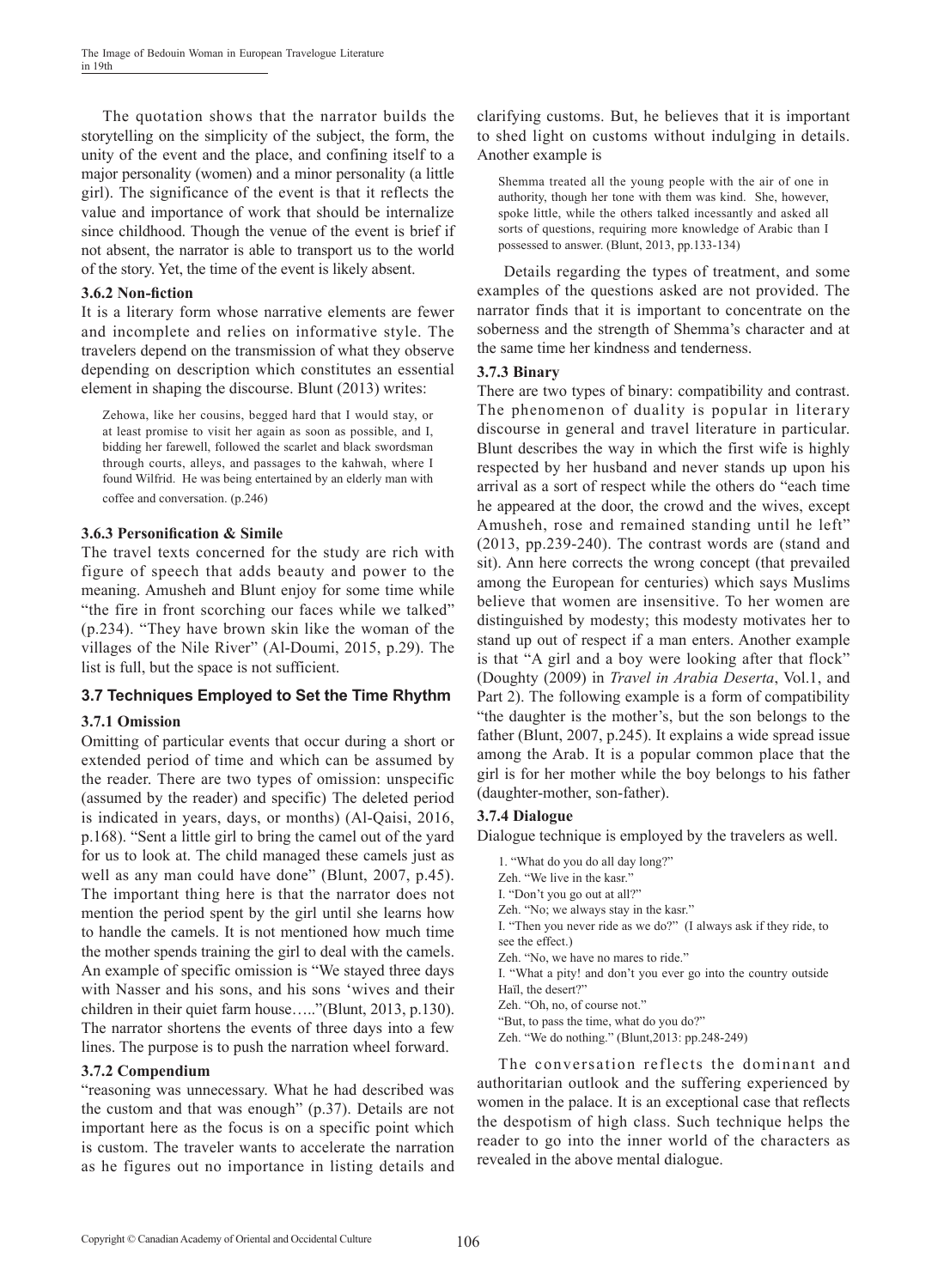The quotation shows that the narrator builds the storytelling on the simplicity of the subject, the form, the unity of the event and the place, and confining itself to a major personality (women) and a minor personality (a little girl). The significance of the event is that it reflects the value and importance of work that should be internalize since childhood. Though the venue of the event is brief if not absent, the narrator is able to transport us to the world of the story. Yet, the time of the event is likely absent.

### 3.6.2 Non-fiction

It is a literary form whose narrative elements are fewer and incomplete and relies on informative style. The travelers depend on the transmission of what they observe depending on description which constitutes an essential element in shaping the discourse. Blunt (2013) writes:

> Zehowa, like her cousins, begged hard that I would stay, or at least promise to visit her again as soon as possible, and I, bidding her farewell, followed the scarlet and black swordsman through courts, alleys, and passages to the kahwah, where I found Wilfrid. He was being entertained by an elderly man with coffee and conversation. (p.246)

### 3.6.3 Personification & Simile

The travel texts concerned for the study are rich with figure of speech that adds beauty and power to the meaning. Amusheh and Blunt enjoy for some time while "the fire in front scorching our faces while we talked" (p.234). "They have brown skin like the woman of the villages of the Nile River" (Al-Doumi, 2015, p.29). The list is full, but the space is not sufficient.

## 3.7 Techniques Employed to Set the Time Rhythm

### 3.7.1 Omission

Omitting of particular events that occur during a short or extended period of time and which can be assumed by the reader. There are two types of omission: unspecific (assumed by the reader) and specific) The deleted period is indicated in years, days, or months) (Al-Qaisi, 2016, p.168). "Sent a little girl to bring the camel out of the yard for us to look at. The child managed these camels just as well as any man could have done" (Blunt, 2007, p.45). The important thing here is that the narrator does not mention the period spent by the girl until she learns how to handle the camels. It is not mentioned how much time the mother spends training the girl to deal with the camels. An example of specific omission is "We stayed three days with Nasser and his sons, and his sons 'wives and their children in their quiet farm house….."(Blunt, 2013, p.130). The narrator shortens the events of three days into a few lines. The purpose is to push the narration wheel forward.

### 3.7.2 Compendium

"reasoning was unnecessary. What he had described was the custom and that was enough" (p.37). Details are not important here as the focus is on a specific point which is custom. The traveler wants to accelerate the narration as he figures out no importance in listing details and clarifying customs. But, he believes that it is important to shed light on customs without indulging in details. Another example is

> Shemma treated all the young people with the air of one in authority, though her tone with them was kind. She, however, spoke little, while the others talked incessantly and asked all sorts of questions, requiring more knowledge of Arabic than I possessed to answer. (Blunt, 2013, pp.133-134)

Details regarding the types of treatment, and some examples of the questions asked are not provided. The narrator finds that it is important to concentrate on the soberness and the strength of Shemma's character and at the same time her kindness and tenderness.

### 3.7.3 Binary

There are two types of binary: compatibility and contrast. The phenomenon of duality is popular in literary discourse in general and travel literature in particular. Blunt describes the way in which the first wife is highly respected by her husband and never stands up upon his arrival as a sort of respect while the others do "each time he appeared at the door, the crowd and the wives, except Amusheh, rose and remained standing until he left" (2013, pp.239-240). The contrast words are (stand and sit). Ann here corrects the wrong concept (that prevailed among the European for centuries) which says Muslims believe that women are insensitive. To her women are distinguished by modesty; this modesty motivates her to stand up out of respect if a man enters. Another example is that "A girl and a boy were looking after that flock" (Doughty (2009) in *Travel in Arabia Deserta*, Vol.1, and Part 2). The following example is a form of compatibility "the daughter is the mother's, but the son belongs to the father (Blunt, 2007, p.245). It explains a wide spread issue among the Arab. It is a popular common place that the girl is for her mother while the boy belongs to his father (daughter-mother, son-father).

### 3.7.4 Dialogue

Dialogue technique is employed by the travelers as well.

> 1. "What do you do all day long?"
> Zeh. "We live in the kasr."
> I. "Don't you go out at all?"
> Zeh. "No; we always stay in the kasr."
> I. "Then you never ride as we do?" (I always ask if they ride, to see the effect.)
> Zeh. "No, we have no mares to ride."
> I. "What a pity! and don't you ever go into the country outside Haïl, the desert?"
> Zeh. "Oh, no, of course not."
> "But, to pass the time, what do you do?"
> Zeh. "We do nothing." (Blunt,2013: pp.248-249)

The conversation reflects the dominant and authoritarian outlook and the suffering experienced by women in the palace. It is an exceptional case that reflects the despotism of high class. Such technique helps the reader to go into the inner world of the characters as revealed in the above mental dialogue.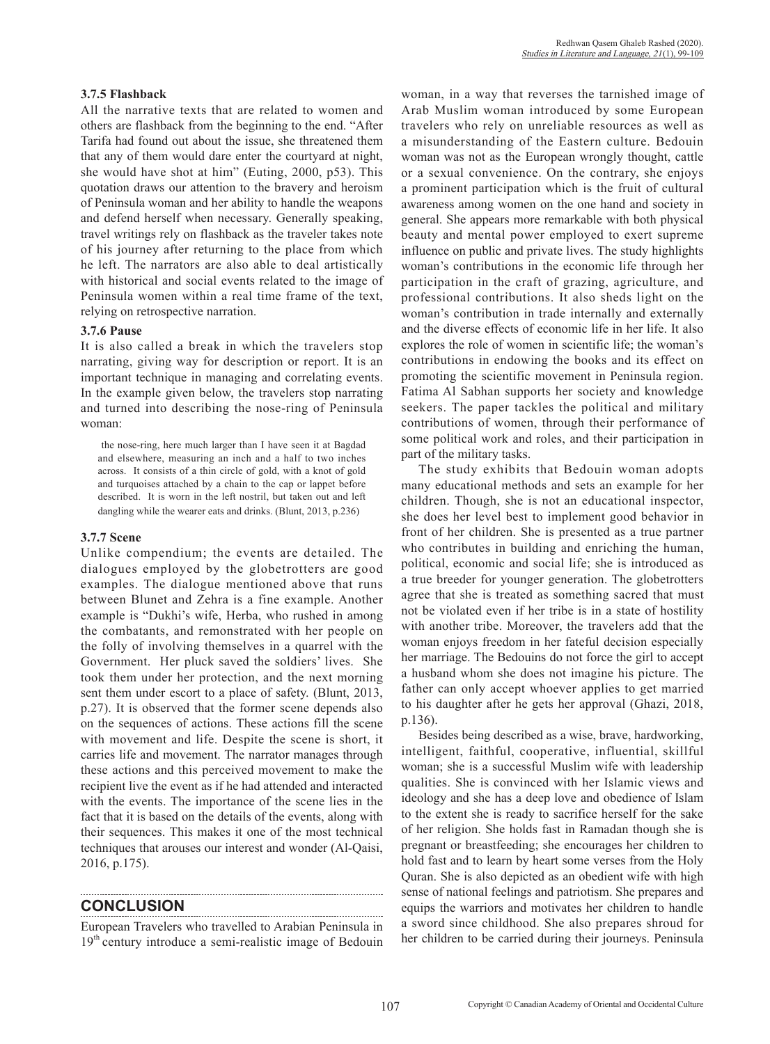### 3.7.5 Flashback

All the narrative texts that are related to women and others are flashback from the beginning to the end. "After Tarifa had found out about the issue, she threatened them that any of them would dare enter the courtyard at night, she would have shot at him" (Euting, 2000, p53). This quotation draws our attention to the bravery and heroism of Peninsula woman and her ability to handle the weapons and defend herself when necessary. Generally speaking, travel writings rely on flashback as the traveler takes note of his journey after returning to the place from which he left. The narrators are also able to deal artistically with historical and social events related to the image of Peninsula women within a real time frame of the text, relying on retrospective narration.

### 3.7.6 Pause

It is also called a break in which the travelers stop narrating, giving way for description or report. It is an important technique in managing and correlating events. In the example given below, the travelers stop narrating and turned into describing the nose-ring of Peninsula woman:

> the nose-ring, here much larger than I have seen it at Bagdad and elsewhere, measuring an inch and a half to two inches across. It consists of a thin circle of gold, with a knot of gold and turquoises attached by a chain to the cap or lappet before described. It is worn in the left nostril, but taken out and left dangling while the wearer eats and drinks. (Blunt, 2013, p.236)

### 3.7.7 Scene

Unlike compendium; the events are detailed. The dialogues employed by the globetrotters are good examples. The dialogue mentioned above that runs between Blunet and Zehra is a fine example. Another example is "Dukhi's wife, Herba, who rushed in among the combatants, and remonstrated with her people on the folly of involving themselves in a quarrel with the Government. Her pluck saved the soldiers' lives. She took them under her protection, and the next morning sent them under escort to a place of safety. (Blunt, 2013, p.27). It is observed that the former scene depends also on the sequences of actions. These actions fill the scene with movement and life. Despite the scene is short, it carries life and movement. The narrator manages through these actions and this perceived movement to make the recipient live the event as if he had attended and interacted with the events. The importance of the scene lies in the fact that it is based on the details of the events, along with their sequences. This makes it one of the most technical techniques that arouses our interest and wonder (Al-Qaisi, 2016, p.175).

## CONCLUSION

European Travelers who travelled to Arabian Peninsula in 19th century introduce a semi-realistic image of Bedouin woman, in a way that reverses the tarnished image of Arab Muslim woman introduced by some European travelers who rely on unreliable resources as well as a misunderstanding of the Eastern culture. Bedouin woman was not as the European wrongly thought, cattle or a sexual convenience. On the contrary, she enjoys a prominent participation which is the fruit of cultural awareness among women on the one hand and society in general. She appears more remarkable with both physical beauty and mental power employed to exert supreme influence on public and private lives. The study highlights woman's contributions in the economic life through her participation in the craft of grazing, agriculture, and professional contributions. It also sheds light on the woman's contribution in trade internally and externally and the diverse effects of economic life in her life. It also explores the role of women in scientific life; the woman's contributions in endowing the books and its effect on promoting the scientific movement in Peninsula region. Fatima Al Sabhan supports her society and knowledge seekers. The paper tackles the political and military contributions of women, through their performance of some political work and roles, and their participation in part of the military tasks.

The study exhibits that Bedouin woman adopts many educational methods and sets an example for her children. Though, she is not an educational inspector, she does her level best to implement good behavior in front of her children. She is presented as a true partner who contributes in building and enriching the human, political, economic and social life; she is introduced as a true breeder for younger generation. The globetrotters agree that she is treated as something sacred that must not be violated even if her tribe is in a state of hostility with another tribe. Moreover, the travelers add that the woman enjoys freedom in her fateful decision especially her marriage. The Bedouins do not force the girl to accept a husband whom she does not imagine his picture. The father can only accept whoever applies to get married to his daughter after he gets her approval (Ghazi, 2018, p.136).

Besides being described as a wise, brave, hardworking, intelligent, faithful, cooperative, influential, skillful woman; she is a successful Muslim wife with leadership qualities. She is convinced with her Islamic views and ideology and she has a deep love and obedience of Islam to the extent she is ready to sacrifice herself for the sake of her religion. She holds fast in Ramadan though she is pregnant or breastfeeding; she encourages her children to hold fast and to learn by heart some verses from the Holy Quran. She is also depicted as an obedient wife with high sense of national feelings and patriotism. She prepares and equips the warriors and motivates her children to handle a sword since childhood. She also prepares shroud for her children to be carried during their journeys. Peninsula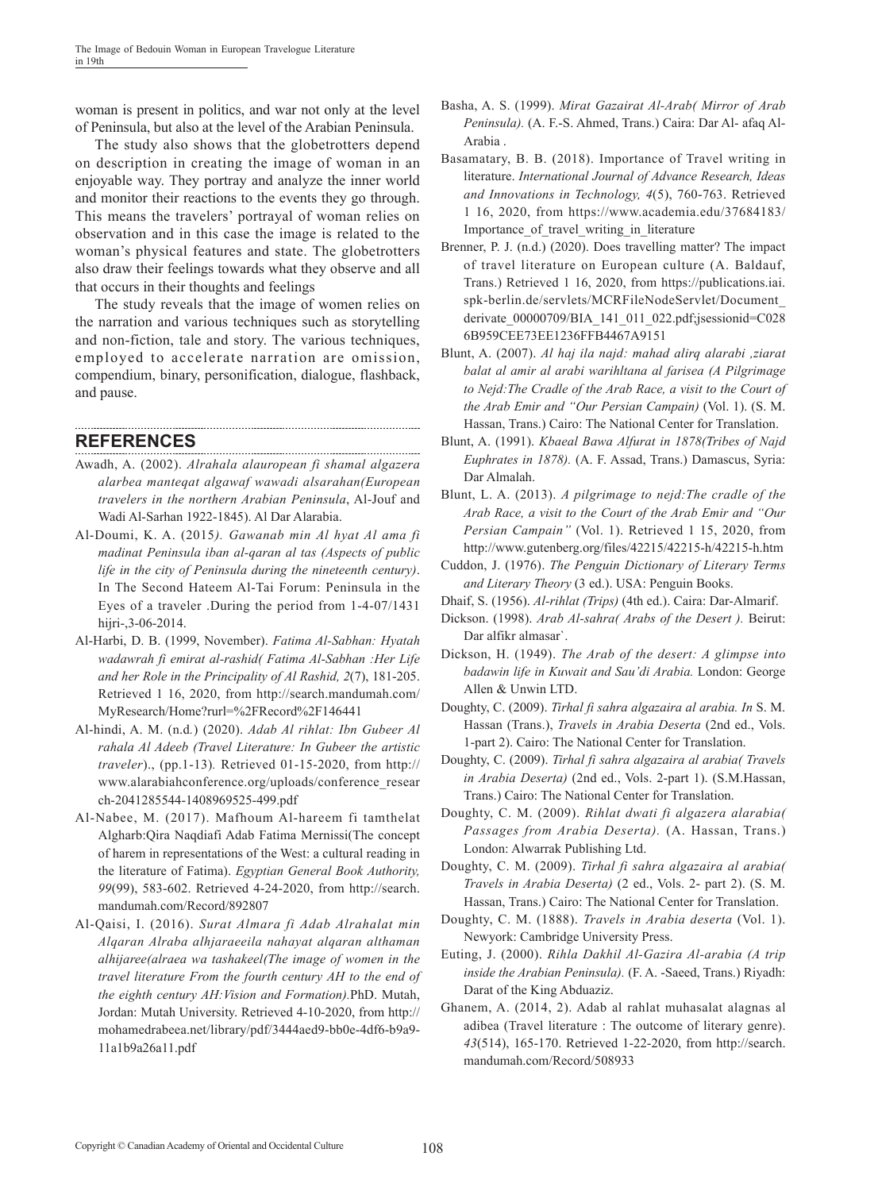woman is present in politics, and war not only at the level of Peninsula, but also at the level of the Arabian Peninsula.

The study also shows that the globetrotters depend on description in creating the image of woman in an enjoyable way. They portray and analyze the inner world and monitor their reactions to the events they go through. This means the travelers' portrayal of woman relies on observation and in this case the image is related to the woman's physical features and state. The globetrotters also draw their feelings towards what they observe and all that occurs in their thoughts and feelings

The study reveals that the image of women relies on the narration and various techniques such as storytelling and non-fiction, tale and story. The various techniques, employed to accelerate narration are omission, compendium, binary, personification, dialogue, flashback, and pause.

## REFERENCES

Awadh, A. (2002). *Alrahala alauropean fi shamal algazera alarbea manteqat algawaf wawadi alsarahan(European travelers in the northern Arabian Peninsula*, Al-Jouf and Wadi Al-Sarhan 1922-1845). Al Dar Alarabia.

Al-Doumi, K. A. (2015*). Gawanab min Al hyat Al ama fi madinat Peninsula iban al-qaran al tas (Aspects of public life in the city of Peninsula during the nineteenth century)*. In The Second Hateem Al-Tai Forum: Peninsula in the Eyes of a traveler .During the period from 1-4-07/1431 hijri-,3-06-2014.

Al-Harbi, D. B. (1999, November). *Fatima Al-Sabhan: Hyatah wadawrah fi emirat al-rashid( Fatima Al-Sabhan :Her Life and her Role in the Principality of Al Rashid, 2*(7), 181-205. Retrieved 1 16, 2020, from http://search.mandumah.com/MyResearch/Home?rurl=%2FRecord%2F146441

Al-hindi, A. M. (n.d.) (2020). *Adab Al rihlat: Ibn Gubeer Al rahala Al Adeeb (Travel Literature: In Gubeer the artistic traveler*)., (pp.1-13)*.* Retrieved 01-15-2020, from http://www.alarabiahconference.org/uploads/conference_research-2041285544-1408969525-499.pdf

Al-Nabee, M. (2017). Mafhoum Al-hareem fi tamthelat Algharb:Qira Naqdiafi Adab Fatima Mernissi(The concept of harem in representations of the West: a cultural reading in the literature of Fatima). *Egyptian General Book Authority, 99*(99), 583-602. Retrieved 4-24-2020, from http://search.mandumah.com/Record/892807

Al-Qaisi, I. (2016). *Surat Almara fi Adab Alrahalat min Alqaran Alraba alhjaraeeila nahayat alqaran althaman alhijaree(alraea wa tashakeel(The image of women in the travel literature From the fourth century AH to the end of the eighth century AH:Vision and Formation).*PhD. Mutah, Jordan: Mutah University. Retrieved 4-10-2020, from http://mohamedrabeea.net/library/pdf/3444aed9-bb0e-4df6-b9a9-11a1b9a26a11.pdf

Basha, A. S. (1999). *Mirat Gazairat Al-Arab( Mirror of Arab Peninsula).* (A. F.-S. Ahmed, Trans.) Caira: Dar Al- afaq Al-Arabia .

Basamatary, B. B. (2018). Importance of Travel writing in literature. *International Journal of Advance Research, Ideas and Innovations in Technology, 4*(5), 760-763. Retrieved 1 16, 2020, from https://www.academia.edu/37684183/Importance_of_travel_writing_in_literature

Brenner, P. J. (n.d.) (2020). Does travelling matter? The impact of travel literature on European culture (A. Baldauf, Trans.) Retrieved 1 16, 2020, from https://publications.iai.spk-berlin.de/servlets/MCRFileNodeServlet/Document_derivate_00000709/BIA_141_011_022.pdf;jsessionid=C0286B959CEE73EE1236FFB4467A9151

Blunt, A. (2007). *Al haj ila najd: mahad alirq alarabi ,ziarat balat al amir al arabi warihltana al farisea (A Pilgrimage to Nejd:The Cradle of the Arab Race, a visit to the Court of the Arab Emir and "Our Persian Campain)* (Vol. 1). (S. M. Hassan, Trans.) Cairo: The National Center for Translation.

Blunt, A. (1991). *Kbaeal Bawa Alfurat in 1878(Tribes of Najd Euphrates in 1878).* (A. F. Assad, Trans.) Damascus, Syria: Dar Almalah.

Blunt, L. A. (2013). *A pilgrimage to nejd:The cradle of the Arab Race, a visit to the Court of the Arab Emir and "Our Persian Campain"* (Vol. 1). Retrieved 1 15, 2020, from http://www.gutenberg.org/files/42215/42215-h/42215-h.htm

Cuddon, J. (1976). *The Penguin Dictionary of Literary Terms and Literary Theory* (3 ed.). USA: Penguin Books.

Dhaif, S. (1956). *Al-rihlat (Trips)* (4th ed.). Caira: Dar-Almarif.

Dickson. (1998). *Arab Al-sahra( Arabs of the Desert ).* Beirut: Dar alfikr almasar`.

Dickson, H. (1949). *The Arab of the desert: A glimpse into badawin life in Kuwait and Sau'di Arabia.* London: George Allen & Unwin LTD.

Doughty, C. (2009). *Tirhal fi sahra algazaira al arabia. In* S. M. Hassan (Trans.), *Travels in Arabia Deserta* (2nd ed., Vols. 1-part 2). Cairo: The National Center for Translation.

Doughty, C. (2009). *Tirhal fi sahra algazaira al arabia( Travels in Arabia Deserta)* (2nd ed., Vols. 2-part 1). (S.M.Hassan, Trans.) Cairo: The National Center for Translation.

Doughty, C. M. (2009). *Rihlat dwati fi algazera alarabia( Passages from Arabia Deserta).* (A. Hassan, Trans.) London: Alwarrak Publishing Ltd.

Doughty, C. M. (2009). *Tirhal fi sahra algazaira al arabia( Travels in Arabia Deserta)* (2 ed., Vols. 2- part 2). (S. M. Hassan, Trans.) Cairo: The National Center for Translation.

Doughty, C. M. (1888). *Travels in Arabia deserta* (Vol. 1). Newyork: Cambridge University Press.

Euting, J. (2000). *Rihla Dakhil Al-Gazira Al-arabia (A trip inside the Arabian Peninsula).* (F. A. -Saeed, Trans.) Riyadh: Darat of the King Abduaziz.

Ghanem, A. (2014, 2). Adab al rahlat muhasalat alagnas al adibea (Travel literature : The outcome of literary genre). *43*(514), 165-170. Retrieved 1-22-2020, from http://search.mandumah.com/Record/508933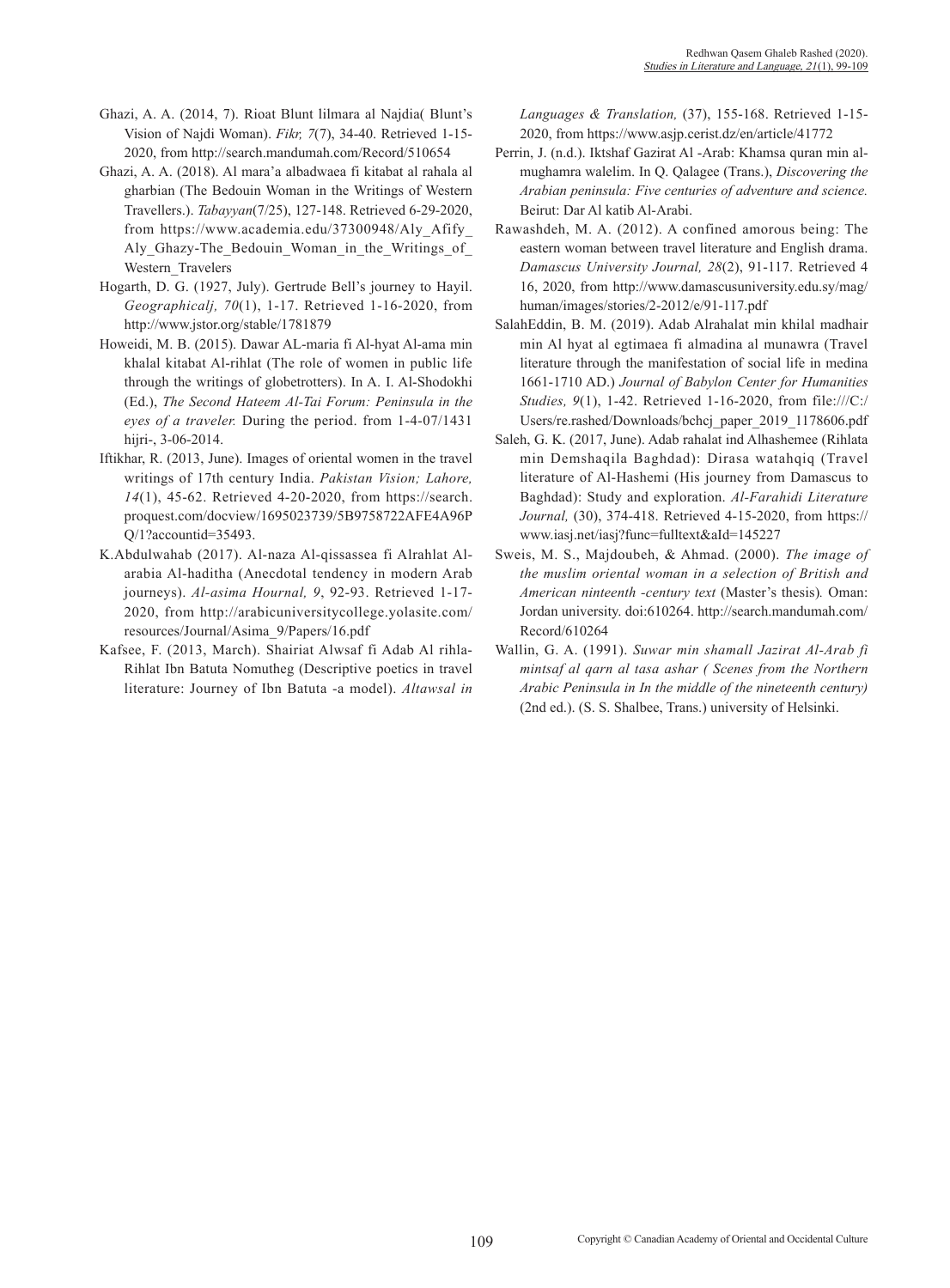Ghazi, A. A. (2014, 7). Rioat Blunt lilmara al Najdia( Blunt's Vision of Najdi Woman). *Fikr, 7*(7), 34-40. Retrieved 1-15-2020, from http://search.mandumah.com/Record/510654

Ghazi, A. A. (2018). Al mara'a albadwaea fi kitabat al rahala al gharbian (The Bedouin Woman in the Writings of Western Travellers.). *Tabayyan*(7/25), 127-148. Retrieved 6-29-2020, from https://www.academia.edu/37300948/Aly_Afify_Aly_Ghazy-The_Bedouin_Woman_in_the_Writings_of_Western_Travelers

Hogarth, D. G. (1927, July). Gertrude Bell's journey to Hayil. *Geographicalj, 70*(1), 1-17. Retrieved 1-16-2020, from http://www.jstor.org/stable/1781879

Howeidi, M. B. (2015). Dawar AL-maria fi Al-hyat Al-ama min khalal kitabat Al-rihlat (The role of women in public life through the writings of globetrotters). In A. I. Al-Shodokhi (Ed.), *The Second Hateem Al-Tai Forum: Peninsula in the eyes of a traveler.* During the period. from 1-4-07/1431 hijri-, 3-06-2014.

Iftikhar, R. (2013, June). Images of oriental women in the travel writings of 17th century India. *Pakistan Vision; Lahore, 14*(1), 45-62. Retrieved 4-20-2020, from https://search.proquest.com/docview/1695023739/5B9758722AFE4A96PQ/1?accountid=35493.

K.Abdulwahab (2017). Al-naza Al-qissassea fi Alrahlat Al-arabia Al-haditha (Anecdotal tendency in modern Arab journeys). *Al-asima Hournal, 9*, 92-93. Retrieved 1-17-2020, from http://arabicuniversitycollege.yolasite.com/resources/Journal/Asima_9/Papers/16.pdf

Kafsee, F. (2013, March). Shairiat Alwsaf fi Adab Al rihla-Rihlat Ibn Batuta Nomutheg (Descriptive poetics in travel literature: Journey of Ibn Batuta -a model). *Altawsal in Languages & Translation,* (37), 155-168. Retrieved 1-15-2020, from https://www.asjp.cerist.dz/en/article/41772

Perrin, J. (n.d.). Iktshaf Gazirat Al -Arab: Khamsa quran min al-mughamra walelim. In Q. Qalagee (Trans.), *Discovering the Arabian peninsula: Five centuries of adventure and science.* Beirut: Dar Al katib Al-Arabi.

Rawashdeh, M. A. (2012). A confined amorous being: The eastern woman between travel literature and English drama. *Damascus University Journal, 28*(2), 91-117. Retrieved 4 16, 2020, from http://www.damascusuniversity.edu.sy/mag/human/images/stories/2-2012/e/91-117.pdf

SalahEddin, B. M. (2019). Adab Alrahalat min khilal madhair min Al hyat al egtimaea fi almadina al munawra (Travel literature through the manifestation of social life in medina 1661-1710 AD.) *Journal of Babylon Center for Humanities Studies, 9*(1), 1-42. Retrieved 1-16-2020, from file:///C:/Users/re.rashed/Downloads/bchcj_paper_2019_1178606.pdf

Saleh, G. K. (2017, June). Adab rahalat ind Alhashemee (Rihlata min Demshaqila Baghdad): Dirasa watahqiq (Travel literature of Al-Hashemi (His journey from Damascus to Baghdad): Study and exploration. *Al-Farahidi Literature Journal,* (30), 374-418. Retrieved 4-15-2020, from https://www.iasj.net/iasj?func=fulltext&aId=145227

Sweis, M. S., Majdoubeh, & Ahmad. (2000). *The image of the muslim oriental woman in a selection of British and American ninteenth -century text* (Master's thesis)*.* Oman: Jordan university. doi:610264. http://search.mandumah.com/Record/610264

Wallin, G. A. (1991). *Suwar min shamall Jazirat Al-Arab fi mintsaf al qarn al tasa ashar ( Scenes from the Northern Arabic Peninsula in In the middle of the nineteenth century)* (2nd ed.). (S. S. Shalbee, Trans.) university of Helsinki.